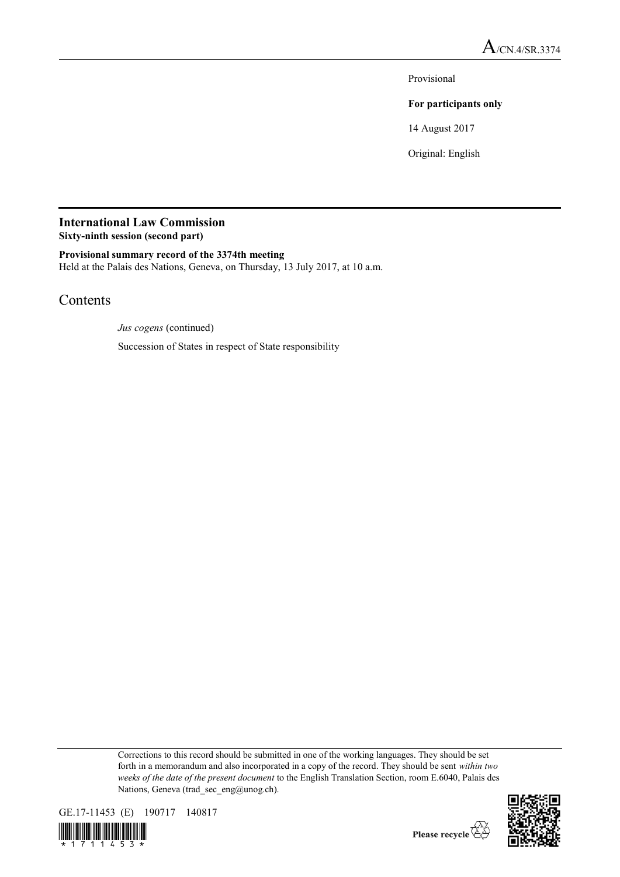A/CN.4/SR.3374

Provisional

**For participants only**

14 August 2017

Original: English

# International Law Commission

**Sixty-ninth session (second part)**

**Provisional summary record of the 3374th meeting**

Held at the Palais des Nations, Geneva, on Thursday, 13 July 2017, at 10 a.m.

## Contents

*Jus cogens* (continued)

Succession of States in respect of State responsibility

Corrections to this record should be submitted in one of the working languages. They should be set forth in a memorandum and also incorporated in a copy of the record. They should be sent *within two weeks of the date of the present document* to the English Translation Section, room E.6040, Palais des Nations, Geneva (trad_sec_eng@unog.ch).

GE.17-11453 (E) 190717 140817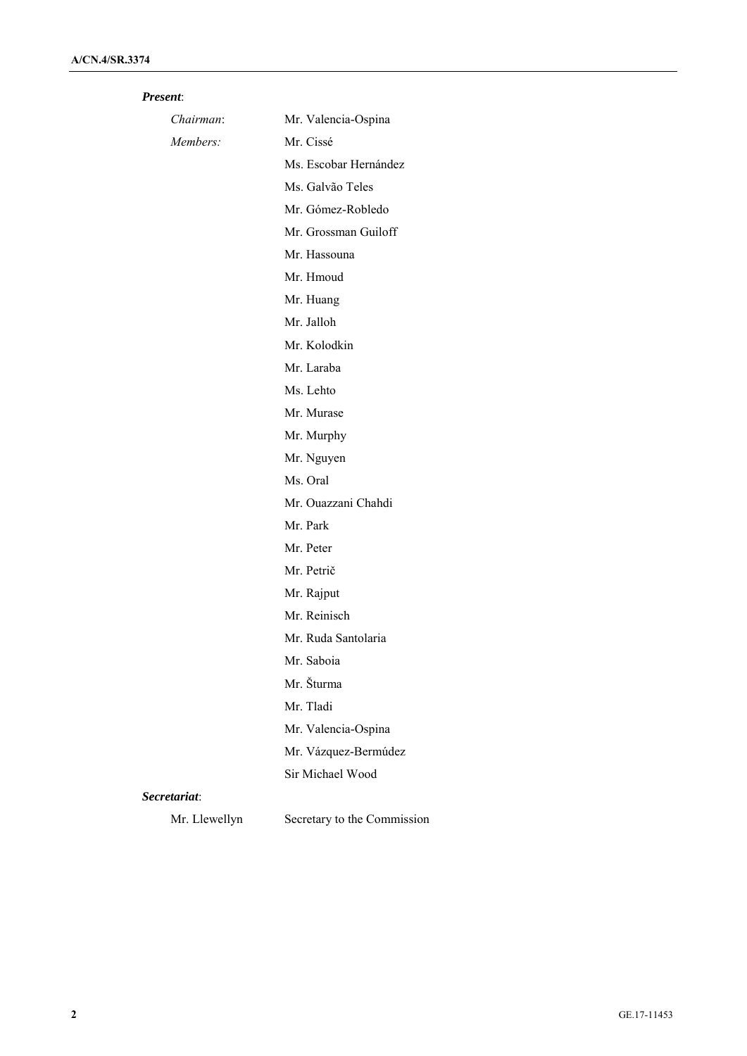***Present*:**

| | |
|---|---|
| *Chairman*: | Mr. Valencia-Ospina |
| *Members:* | Mr. Cissé |
| | Ms. Escobar Hernández |
| | Ms. Galvão Teles |
| | Mr. Gómez-Robledo |
| | Mr. Grossman Guiloff |
| | Mr. Hassouna |
| | Mr. Hmoud |
| | Mr. Huang |
| | Mr. Jalloh |
| | Mr. Kolodkin |
| | Mr. Laraba |
| | Ms. Lehto |
| | Mr. Murase |
| | Mr. Murphy |
| | Mr. Nguyen |
| | Ms. Oral |
| | Mr. Ouazzani Chahdi |
| | Mr. Park |
| | Mr. Peter |
| | Mr. Petrič |
| | Mr. Rajput |
| | Mr. Reinisch |
| | Mr. Ruda Santolaria |
| | Mr. Saboia |
| | Mr. Šturma |
| | Mr. Tladi |
| | Mr. Valencia-Ospina |
| | Mr. Vázquez-Bermúdez |
| | Sir Michael Wood |

***Secretariat*:**

| | |
|---|---|
| Mr. Llewellyn | Secretary to the Commission |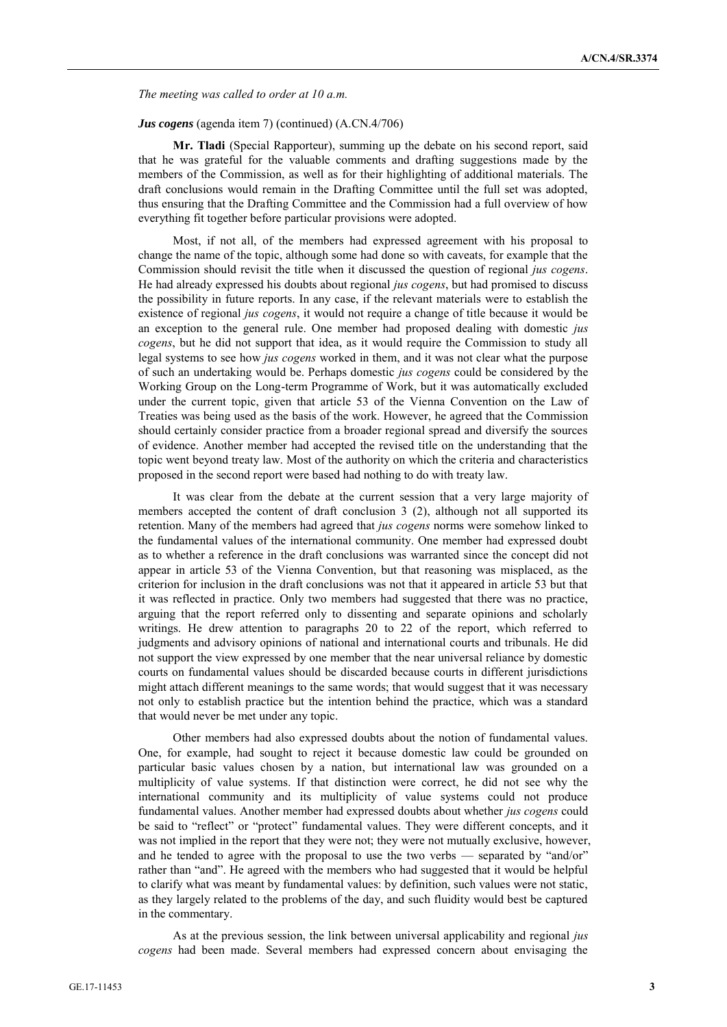*The meeting was called to order at 10 a.m.*

***Jus cogens*** (agenda item 7) (continued) (A.CN.4/706)

**Mr. Tladi** (Special Rapporteur), summing up the debate on his second report, said that he was grateful for the valuable comments and drafting suggestions made by the members of the Commission, as well as for their highlighting of additional materials. The draft conclusions would remain in the Drafting Committee until the full set was adopted, thus ensuring that the Drafting Committee and the Commission had a full overview of how everything fit together before particular provisions were adopted.

Most, if not all, of the members had expressed agreement with his proposal to change the name of the topic, although some had done so with caveats, for example that the Commission should revisit the title when it discussed the question of regional *jus cogens*. He had already expressed his doubts about regional *jus cogens*, but had promised to discuss the possibility in future reports. In any case, if the relevant materials were to establish the existence of regional *jus cogens*, it would not require a change of title because it would be an exception to the general rule. One member had proposed dealing with domestic *jus cogens*, but he did not support that idea, as it would require the Commission to study all legal systems to see how *jus cogens* worked in them, and it was not clear what the purpose of such an undertaking would be. Perhaps domestic *jus cogens* could be considered by the Working Group on the Long-term Programme of Work, but it was automatically excluded under the current topic, given that article 53 of the Vienna Convention on the Law of Treaties was being used as the basis of the work. However, he agreed that the Commission should certainly consider practice from a broader regional spread and diversify the sources of evidence. Another member had accepted the revised title on the understanding that the topic went beyond treaty law. Most of the authority on which the criteria and characteristics proposed in the second report were based had nothing to do with treaty law.

It was clear from the debate at the current session that a very large majority of members accepted the content of draft conclusion 3 (2), although not all supported its retention. Many of the members had agreed that *jus cogens* norms were somehow linked to the fundamental values of the international community. One member had expressed doubt as to whether a reference in the draft conclusions was warranted since the concept did not appear in article 53 of the Vienna Convention, but that reasoning was misplaced, as the criterion for inclusion in the draft conclusions was not that it appeared in article 53 but that it was reflected in practice. Only two members had suggested that there was no practice, arguing that the report referred only to dissenting and separate opinions and scholarly writings. He drew attention to paragraphs 20 to 22 of the report, which referred to judgments and advisory opinions of national and international courts and tribunals. He did not support the view expressed by one member that the near universal reliance by domestic courts on fundamental values should be discarded because courts in different jurisdictions might attach different meanings to the same words; that would suggest that it was necessary not only to establish practice but the intention behind the practice, which was a standard that would never be met under any topic.

Other members had also expressed doubts about the notion of fundamental values. One, for example, had sought to reject it because domestic law could be grounded on particular basic values chosen by a nation, but international law was grounded on a multiplicity of value systems. If that distinction were correct, he did not see why the international community and its multiplicity of value systems could not produce fundamental values. Another member had expressed doubts about whether *jus cogens* could be said to "reflect" or "protect" fundamental values. They were different concepts, and it was not implied in the report that they were not; they were not mutually exclusive, however, and he tended to agree with the proposal to use the two verbs — separated by "and/or" rather than "and". He agreed with the members who had suggested that it would be helpful to clarify what was meant by fundamental values: by definition, such values were not static, as they largely related to the problems of the day, and such fluidity would best be captured in the commentary.

As at the previous session, the link between universal applicability and regional *jus cogens* had been made. Several members had expressed concern about envisaging the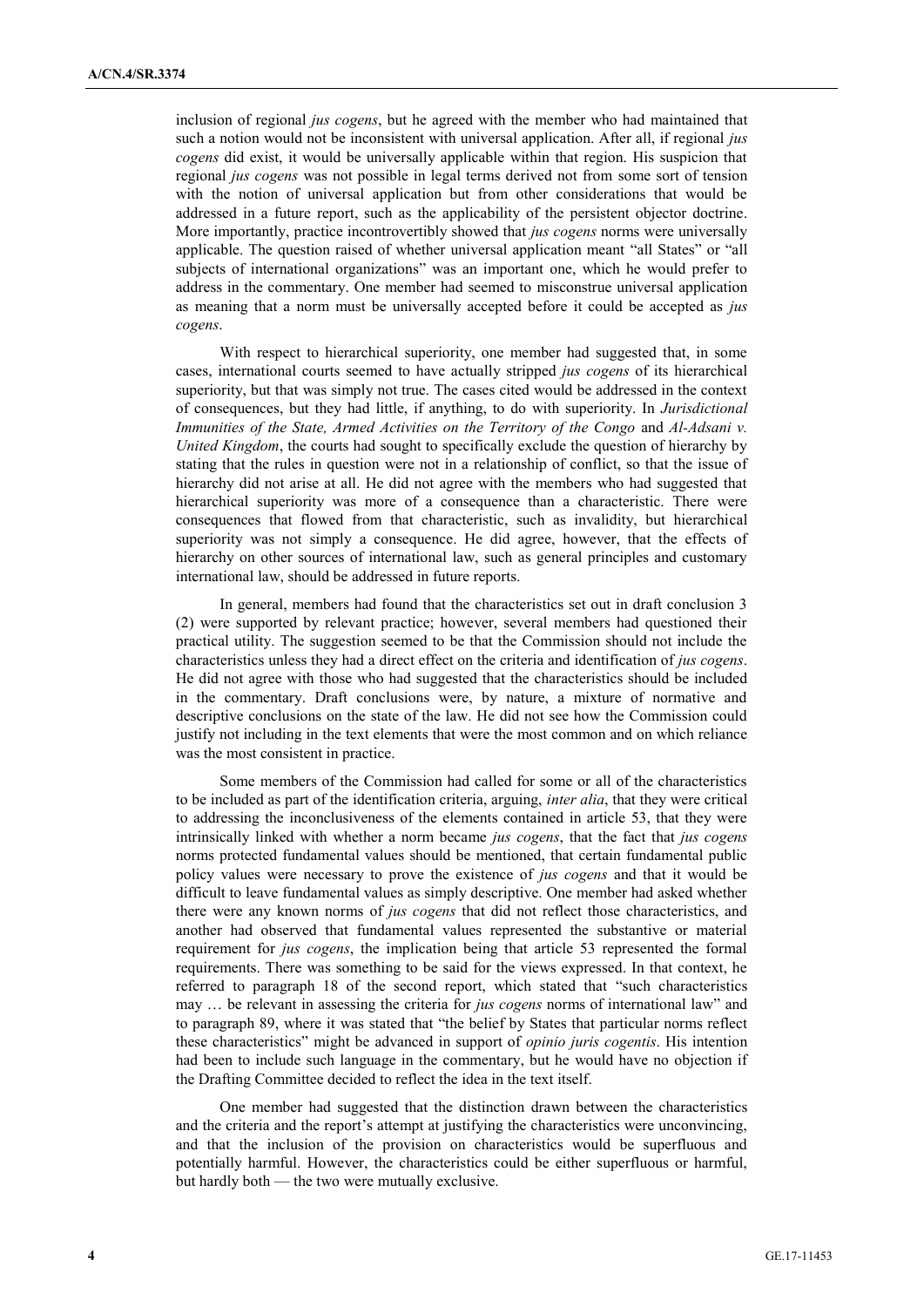inclusion of regional *jus cogens*, but he agreed with the member who had maintained that such a notion would not be inconsistent with universal application. After all, if regional *jus cogens* did exist, it would be universally applicable within that region. His suspicion that regional *jus cogens* was not possible in legal terms derived not from some sort of tension with the notion of universal application but from other considerations that would be addressed in a future report, such as the applicability of the persistent objector doctrine. More importantly, practice incontrovertibly showed that *jus cogens* norms were universally applicable. The question raised of whether universal application meant "all States" or "all subjects of international organizations" was an important one, which he would prefer to address in the commentary. One member had seemed to misconstrue universal application as meaning that a norm must be universally accepted before it could be accepted as *jus cogens*.

With respect to hierarchical superiority, one member had suggested that, in some cases, international courts seemed to have actually stripped *jus cogens* of its hierarchical superiority, but that was simply not true. The cases cited would be addressed in the context of consequences, but they had little, if anything, to do with superiority. In *Jurisdictional Immunities of the State, Armed Activities on the Territory of the Congo* and *Al-Adsani v. United Kingdom*, the courts had sought to specifically exclude the question of hierarchy by stating that the rules in question were not in a relationship of conflict, so that the issue of hierarchy did not arise at all. He did not agree with the members who had suggested that hierarchical superiority was more of a consequence than a characteristic. There were consequences that flowed from that characteristic, such as invalidity, but hierarchical superiority was not simply a consequence. He did agree, however, that the effects of hierarchy on other sources of international law, such as general principles and customary international law, should be addressed in future reports.

In general, members had found that the characteristics set out in draft conclusion 3 (2) were supported by relevant practice; however, several members had questioned their practical utility. The suggestion seemed to be that the Commission should not include the characteristics unless they had a direct effect on the criteria and identification of *jus cogens*. He did not agree with those who had suggested that the characteristics should be included in the commentary. Draft conclusions were, by nature, a mixture of normative and descriptive conclusions on the state of the law. He did not see how the Commission could justify not including in the text elements that were the most common and on which reliance was the most consistent in practice.

Some members of the Commission had called for some or all of the characteristics to be included as part of the identification criteria, arguing, *inter alia*, that they were critical to addressing the inconclusiveness of the elements contained in article 53, that they were intrinsically linked with whether a norm became *jus cogens*, that the fact that *jus cogens* norms protected fundamental values should be mentioned, that certain fundamental public policy values were necessary to prove the existence of *jus cogens* and that it would be difficult to leave fundamental values as simply descriptive. One member had asked whether there were any known norms of *jus cogens* that did not reflect those characteristics, and another had observed that fundamental values represented the substantive or material requirement for *jus cogens*, the implication being that article 53 represented the formal requirements. There was something to be said for the views expressed. In that context, he referred to paragraph 18 of the second report, which stated that "such characteristics may … be relevant in assessing the criteria for *jus cogens* norms of international law" and to paragraph 89, where it was stated that "the belief by States that particular norms reflect these characteristics" might be advanced in support of *opinio juris cogentis*. His intention had been to include such language in the commentary, but he would have no objection if the Drafting Committee decided to reflect the idea in the text itself.

One member had suggested that the distinction drawn between the characteristics and the criteria and the report's attempt at justifying the characteristics were unconvincing, and that the inclusion of the provision on characteristics would be superfluous and potentially harmful. However, the characteristics could be either superfluous or harmful, but hardly both — the two were mutually exclusive.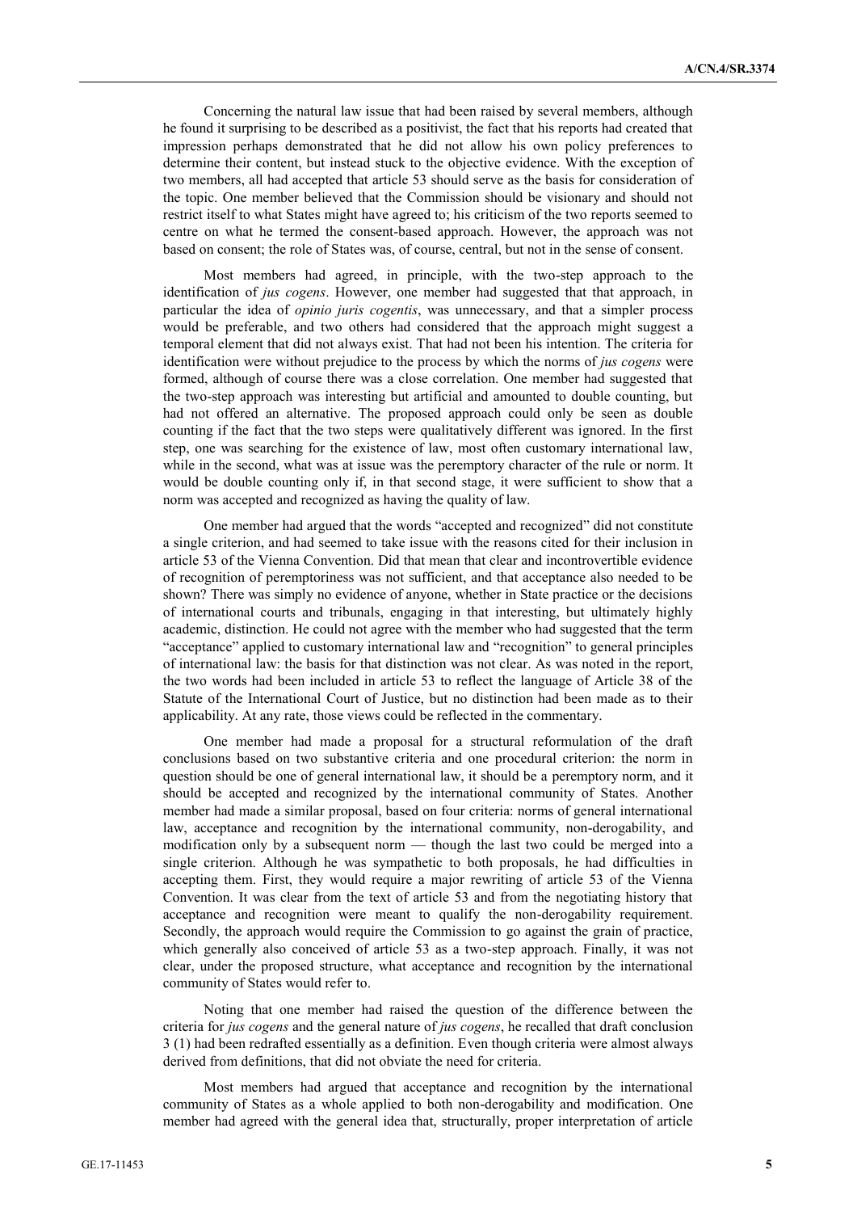Concerning the natural law issue that had been raised by several members, although he found it surprising to be described as a positivist, the fact that his reports had created that impression perhaps demonstrated that he did not allow his own policy preferences to determine their content, but instead stuck to the objective evidence. With the exception of two members, all had accepted that article 53 should serve as the basis for consideration of the topic. One member believed that the Commission should be visionary and should not restrict itself to what States might have agreed to; his criticism of the two reports seemed to centre on what he termed the consent-based approach. However, the approach was not based on consent; the role of States was, of course, central, but not in the sense of consent.

Most members had agreed, in principle, with the two-step approach to the identification of *jus cogens*. However, one member had suggested that that approach, in particular the idea of *opinio juris cogentis*, was unnecessary, and that a simpler process would be preferable, and two others had considered that the approach might suggest a temporal element that did not always exist. That had not been his intention. The criteria for identification were without prejudice to the process by which the norms of *jus cogens* were formed, although of course there was a close correlation. One member had suggested that the two-step approach was interesting but artificial and amounted to double counting, but had not offered an alternative. The proposed approach could only be seen as double counting if the fact that the two steps were qualitatively different was ignored. In the first step, one was searching for the existence of law, most often customary international law, while in the second, what was at issue was the peremptory character of the rule or norm. It would be double counting only if, in that second stage, it were sufficient to show that a norm was accepted and recognized as having the quality of law.

One member had argued that the words "accepted and recognized" did not constitute a single criterion, and had seemed to take issue with the reasons cited for their inclusion in article 53 of the Vienna Convention. Did that mean that clear and incontrovertible evidence of recognition of peremptoriness was not sufficient, and that acceptance also needed to be shown? There was simply no evidence of anyone, whether in State practice or the decisions of international courts and tribunals, engaging in that interesting, but ultimately highly academic, distinction. He could not agree with the member who had suggested that the term "acceptance" applied to customary international law and "recognition" to general principles of international law: the basis for that distinction was not clear. As was noted in the report, the two words had been included in article 53 to reflect the language of Article 38 of the Statute of the International Court of Justice, but no distinction had been made as to their applicability. At any rate, those views could be reflected in the commentary.

One member had made a proposal for a structural reformulation of the draft conclusions based on two substantive criteria and one procedural criterion: the norm in question should be one of general international law, it should be a peremptory norm, and it should be accepted and recognized by the international community of States. Another member had made a similar proposal, based on four criteria: norms of general international law, acceptance and recognition by the international community, non-derogability, and modification only by a subsequent norm — though the last two could be merged into a single criterion. Although he was sympathetic to both proposals, he had difficulties in accepting them. First, they would require a major rewriting of article 53 of the Vienna Convention. It was clear from the text of article 53 and from the negotiating history that acceptance and recognition were meant to qualify the non-derogability requirement. Secondly, the approach would require the Commission to go against the grain of practice, which generally also conceived of article 53 as a two-step approach. Finally, it was not clear, under the proposed structure, what acceptance and recognition by the international community of States would refer to.

Noting that one member had raised the question of the difference between the criteria for *jus cogens* and the general nature of *jus cogens*, he recalled that draft conclusion 3 (1) had been redrafted essentially as a definition. Even though criteria were almost always derived from definitions, that did not obviate the need for criteria.

Most members had argued that acceptance and recognition by the international community of States as a whole applied to both non-derogability and modification. One member had agreed with the general idea that, structurally, proper interpretation of article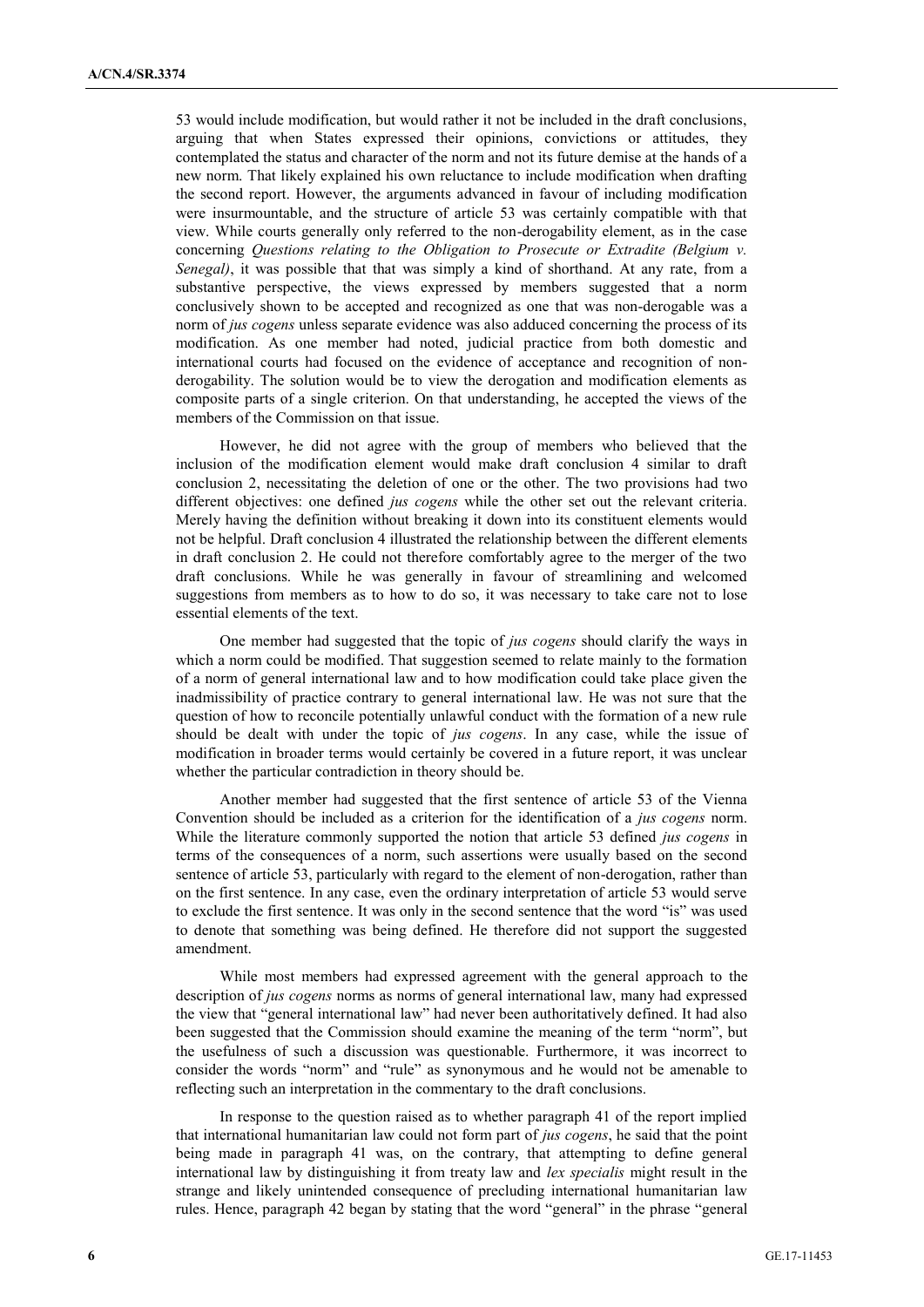53 would include modification, but would rather it not be included in the draft conclusions, arguing that when States expressed their opinions, convictions or attitudes, they contemplated the status and character of the norm and not its future demise at the hands of a new norm. That likely explained his own reluctance to include modification when drafting the second report. However, the arguments advanced in favour of including modification were insurmountable, and the structure of article 53 was certainly compatible with that view. While courts generally only referred to the non-derogability element, as in the case concerning *Questions relating to the Obligation to Prosecute or Extradite (Belgium v. Senegal)*, it was possible that that was simply a kind of shorthand. At any rate, from a substantive perspective, the views expressed by members suggested that a norm conclusively shown to be accepted and recognized as one that was non-derogable was a norm of *jus cogens* unless separate evidence was also adduced concerning the process of its modification. As one member had noted, judicial practice from both domestic and international courts had focused on the evidence of acceptance and recognition of non-derogability. The solution would be to view the derogation and modification elements as composite parts of a single criterion. On that understanding, he accepted the views of the members of the Commission on that issue.

However, he did not agree with the group of members who believed that the inclusion of the modification element would make draft conclusion 4 similar to draft conclusion 2, necessitating the deletion of one or the other. The two provisions had two different objectives: one defined *jus cogens* while the other set out the relevant criteria. Merely having the definition without breaking it down into its constituent elements would not be helpful. Draft conclusion 4 illustrated the relationship between the different elements in draft conclusion 2. He could not therefore comfortably agree to the merger of the two draft conclusions. While he was generally in favour of streamlining and welcomed suggestions from members as to how to do so, it was necessary to take care not to lose essential elements of the text.

One member had suggested that the topic of *jus cogens* should clarify the ways in which a norm could be modified. That suggestion seemed to relate mainly to the formation of a norm of general international law and to how modification could take place given the inadmissibility of practice contrary to general international law. He was not sure that the question of how to reconcile potentially unlawful conduct with the formation of a new rule should be dealt with under the topic of *jus cogens*. In any case, while the issue of modification in broader terms would certainly be covered in a future report, it was unclear whether the particular contradiction in theory should be.

Another member had suggested that the first sentence of article 53 of the Vienna Convention should be included as a criterion for the identification of a *jus cogens* norm. While the literature commonly supported the notion that article 53 defined *jus cogens* in terms of the consequences of a norm, such assertions were usually based on the second sentence of article 53, particularly with regard to the element of non-derogation, rather than on the first sentence. In any case, even the ordinary interpretation of article 53 would serve to exclude the first sentence. It was only in the second sentence that the word "is" was used to denote that something was being defined. He therefore did not support the suggested amendment.

While most members had expressed agreement with the general approach to the description of *jus cogens* norms as norms of general international law, many had expressed the view that "general international law" had never been authoritatively defined. It had also been suggested that the Commission should examine the meaning of the term "norm", but the usefulness of such a discussion was questionable. Furthermore, it was incorrect to consider the words "norm" and "rule" as synonymous and he would not be amenable to reflecting such an interpretation in the commentary to the draft conclusions.

In response to the question raised as to whether paragraph 41 of the report implied that international humanitarian law could not form part of *jus cogens*, he said that the point being made in paragraph 41 was, on the contrary, that attempting to define general international law by distinguishing it from treaty law and *lex specialis* might result in the strange and likely unintended consequence of precluding international humanitarian law rules. Hence, paragraph 42 began by stating that the word "general" in the phrase "general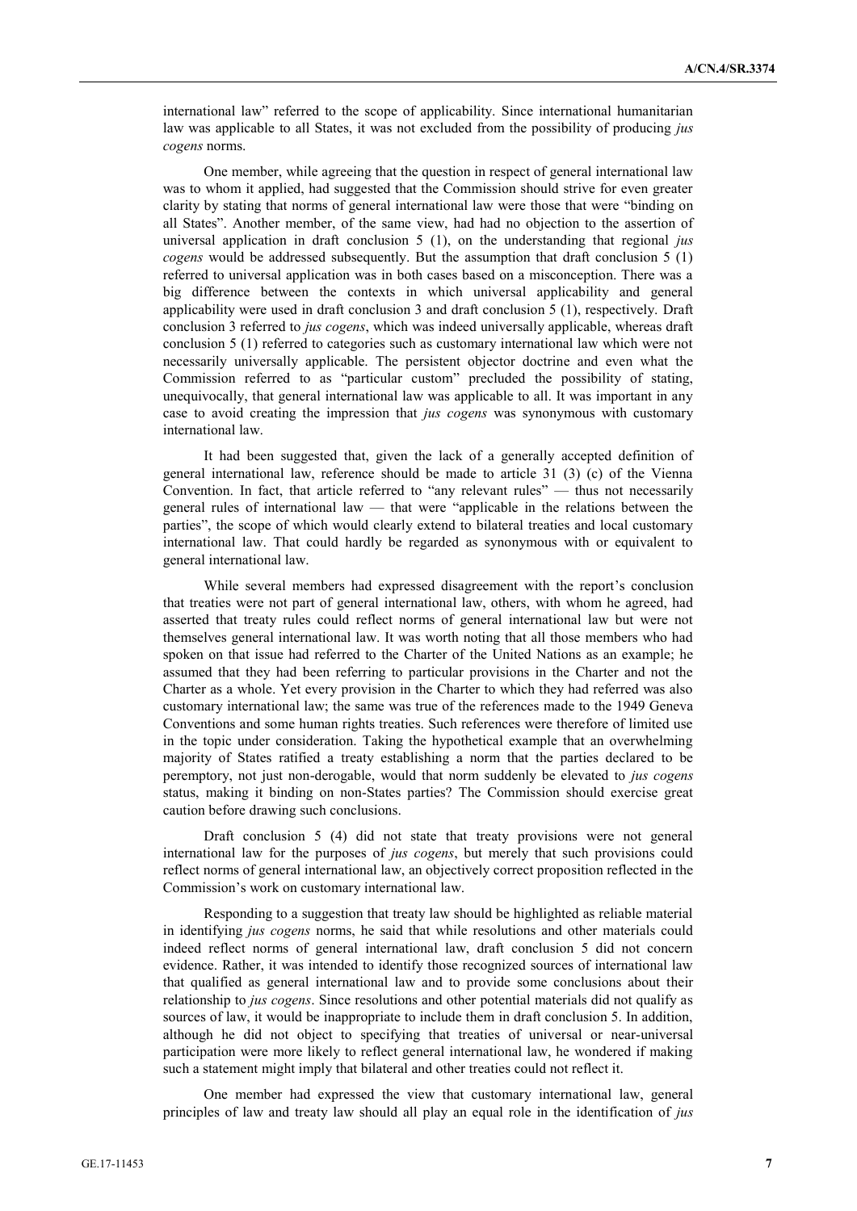international law" referred to the scope of applicability. Since international humanitarian law was applicable to all States, it was not excluded from the possibility of producing *jus cogens* norms.

One member, while agreeing that the question in respect of general international law was to whom it applied, had suggested that the Commission should strive for even greater clarity by stating that norms of general international law were those that were "binding on all States". Another member, of the same view, had had no objection to the assertion of universal application in draft conclusion 5 (1), on the understanding that regional *jus cogens* would be addressed subsequently. But the assumption that draft conclusion 5 (1) referred to universal application was in both cases based on a misconception. There was a big difference between the contexts in which universal applicability and general applicability were used in draft conclusion 3 and draft conclusion 5 (1), respectively. Draft conclusion 3 referred to *jus cogens*, which was indeed universally applicable, whereas draft conclusion 5 (1) referred to categories such as customary international law which were not necessarily universally applicable. The persistent objector doctrine and even what the Commission referred to as "particular custom" precluded the possibility of stating, unequivocally, that general international law was applicable to all. It was important in any case to avoid creating the impression that *jus cogens* was synonymous with customary international law.

It had been suggested that, given the lack of a generally accepted definition of general international law, reference should be made to article 31 (3) (c) of the Vienna Convention. In fact, that article referred to "any relevant rules" — thus not necessarily general rules of international law — that were "applicable in the relations between the parties", the scope of which would clearly extend to bilateral treaties and local customary international law. That could hardly be regarded as synonymous with or equivalent to general international law.

While several members had expressed disagreement with the report's conclusion that treaties were not part of general international law, others, with whom he agreed, had asserted that treaty rules could reflect norms of general international law but were not themselves general international law. It was worth noting that all those members who had spoken on that issue had referred to the Charter of the United Nations as an example; he assumed that they had been referring to particular provisions in the Charter and not the Charter as a whole. Yet every provision in the Charter to which they had referred was also customary international law; the same was true of the references made to the 1949 Geneva Conventions and some human rights treaties. Such references were therefore of limited use in the topic under consideration. Taking the hypothetical example that an overwhelming majority of States ratified a treaty establishing a norm that the parties declared to be peremptory, not just non-derogable, would that norm suddenly be elevated to *jus cogens* status, making it binding on non-States parties? The Commission should exercise great caution before drawing such conclusions.

Draft conclusion 5 (4) did not state that treaty provisions were not general international law for the purposes of *jus cogens*, but merely that such provisions could reflect norms of general international law, an objectively correct proposition reflected in the Commission's work on customary international law.

Responding to a suggestion that treaty law should be highlighted as reliable material in identifying *jus cogens* norms, he said that while resolutions and other materials could indeed reflect norms of general international law, draft conclusion 5 did not concern evidence. Rather, it was intended to identify those recognized sources of international law that qualified as general international law and to provide some conclusions about their relationship to *jus cogens*. Since resolutions and other potential materials did not qualify as sources of law, it would be inappropriate to include them in draft conclusion 5. In addition, although he did not object to specifying that treaties of universal or near-universal participation were more likely to reflect general international law, he wondered if making such a statement might imply that bilateral and other treaties could not reflect it.

One member had expressed the view that customary international law, general principles of law and treaty law should all play an equal role in the identification of *jus*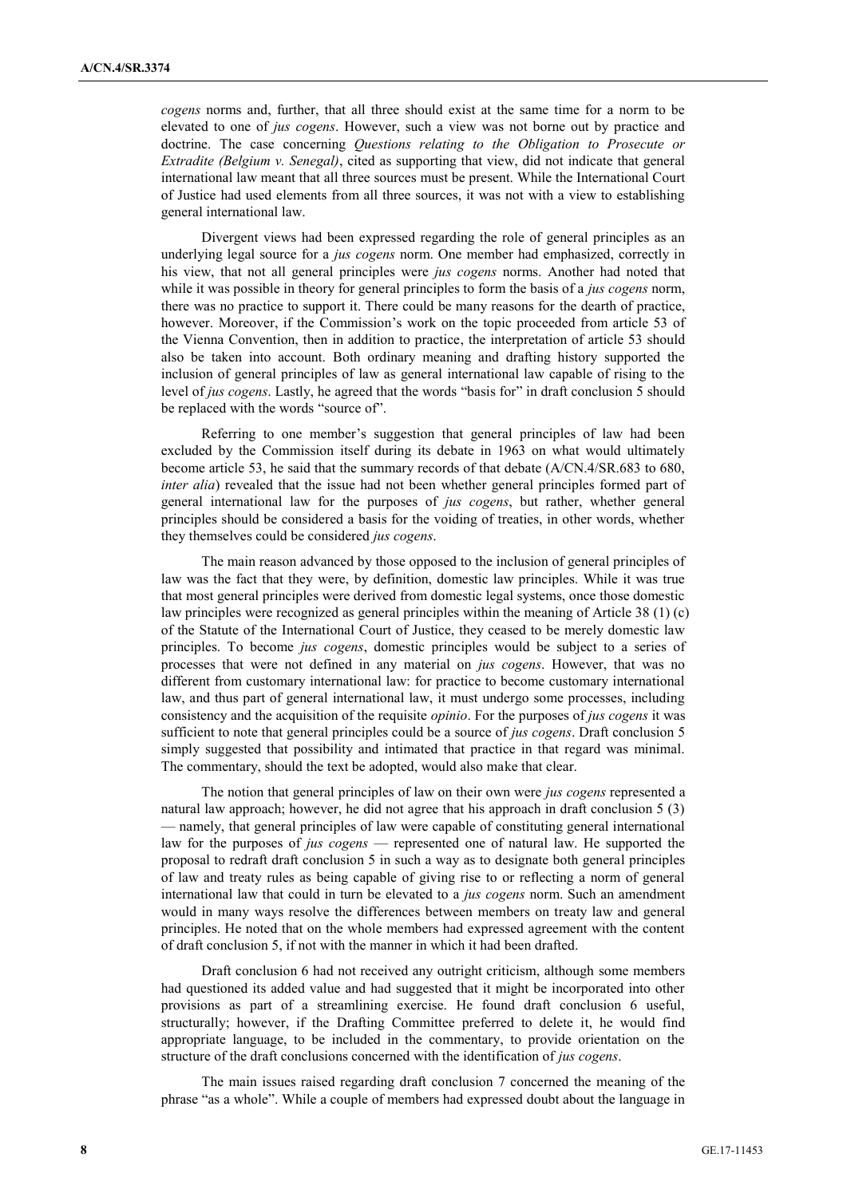*cogens* norms and, further, that all three should exist at the same time for a norm to be elevated to one of *jus cogens*. However, such a view was not borne out by practice and doctrine. The case concerning *Questions relating to the Obligation to Prosecute or Extradite (Belgium v. Senegal)*, cited as supporting that view, did not indicate that general international law meant that all three sources must be present. While the International Court of Justice had used elements from all three sources, it was not with a view to establishing general international law.

Divergent views had been expressed regarding the role of general principles as an underlying legal source for a *jus cogens* norm. One member had emphasized, correctly in his view, that not all general principles were *jus cogens* norms. Another had noted that while it was possible in theory for general principles to form the basis of a *jus cogens* norm, there was no practice to support it. There could be many reasons for the dearth of practice, however. Moreover, if the Commission's work on the topic proceeded from article 53 of the Vienna Convention, then in addition to practice, the interpretation of article 53 should also be taken into account. Both ordinary meaning and drafting history supported the inclusion of general principles of law as general international law capable of rising to the level of *jus cogens*. Lastly, he agreed that the words "basis for" in draft conclusion 5 should be replaced with the words "source of".

Referring to one member's suggestion that general principles of law had been excluded by the Commission itself during its debate in 1963 on what would ultimately become article 53, he said that the summary records of that debate (A/CN.4/SR.683 to 680, *inter alia*) revealed that the issue had not been whether general principles formed part of general international law for the purposes of *jus cogens*, but rather, whether general principles should be considered a basis for the voiding of treaties, in other words, whether they themselves could be considered *jus cogens*.

The main reason advanced by those opposed to the inclusion of general principles of law was the fact that they were, by definition, domestic law principles. While it was true that most general principles were derived from domestic legal systems, once those domestic law principles were recognized as general principles within the meaning of Article 38 (1) (c) of the Statute of the International Court of Justice, they ceased to be merely domestic law principles. To become *jus cogens*, domestic principles would be subject to a series of processes that were not defined in any material on *jus cogens*. However, that was no different from customary international law: for practice to become customary international law, and thus part of general international law, it must undergo some processes, including consistency and the acquisition of the requisite *opinio*. For the purposes of *jus cogens* it was sufficient to note that general principles could be a source of *jus cogens*. Draft conclusion 5 simply suggested that possibility and intimated that practice in that regard was minimal. The commentary, should the text be adopted, would also make that clear.

The notion that general principles of law on their own were *jus cogens* represented a natural law approach; however, he did not agree that his approach in draft conclusion 5 (3) — namely, that general principles of law were capable of constituting general international law for the purposes of *jus cogens* — represented one of natural law. He supported the proposal to redraft draft conclusion 5 in such a way as to designate both general principles of law and treaty rules as being capable of giving rise to or reflecting a norm of general international law that could in turn be elevated to a *jus cogens* norm. Such an amendment would in many ways resolve the differences between members on treaty law and general principles. He noted that on the whole members had expressed agreement with the content of draft conclusion 5, if not with the manner in which it had been drafted.

Draft conclusion 6 had not received any outright criticism, although some members had questioned its added value and had suggested that it might be incorporated into other provisions as part of a streamlining exercise. He found draft conclusion 6 useful, structurally; however, if the Drafting Committee preferred to delete it, he would find appropriate language, to be included in the commentary, to provide orientation on the structure of the draft conclusions concerned with the identification of *jus cogens*.

The main issues raised regarding draft conclusion 7 concerned the meaning of the phrase "as a whole". While a couple of members had expressed doubt about the language in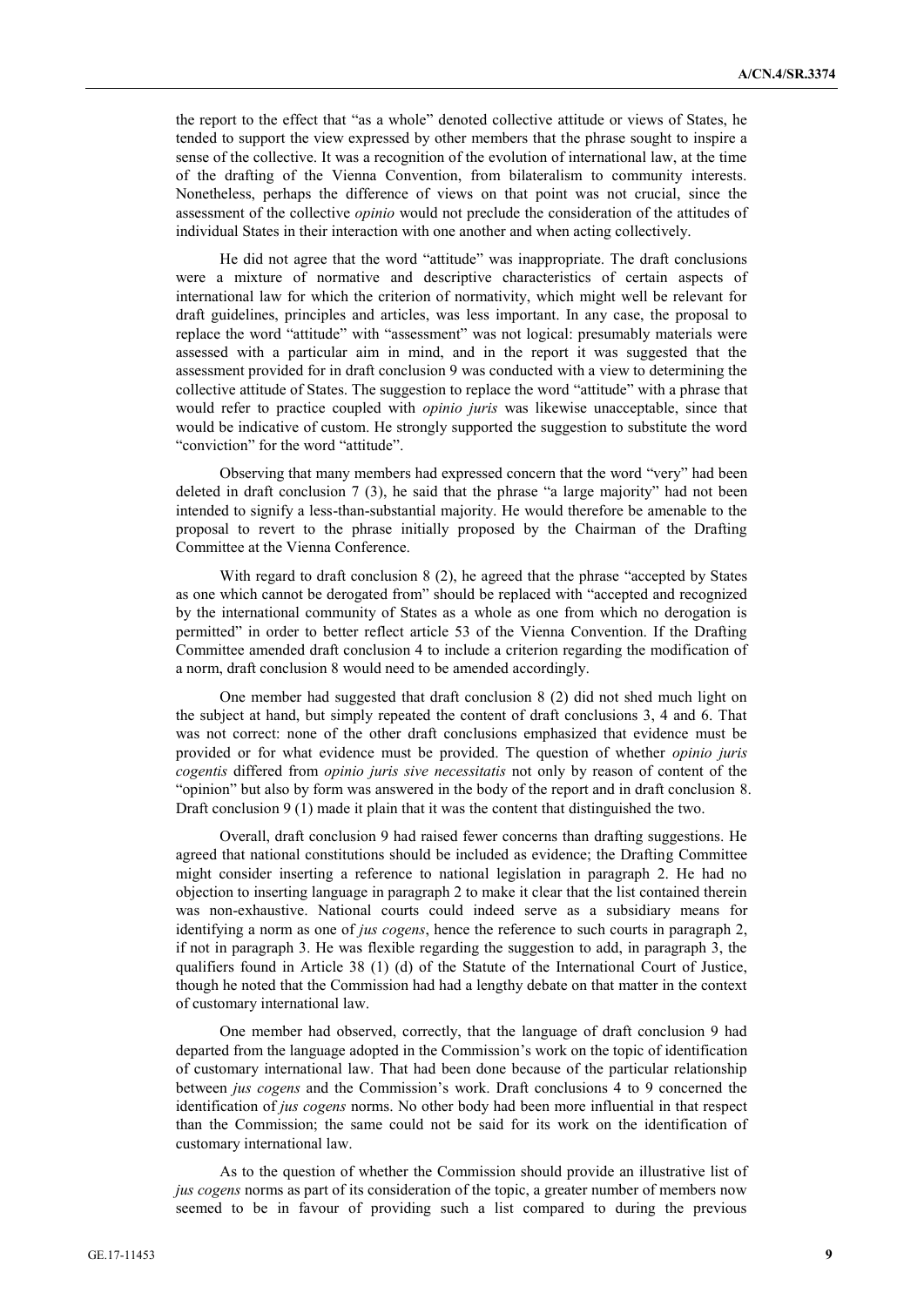the report to the effect that "as a whole" denoted collective attitude or views of States, he tended to support the view expressed by other members that the phrase sought to inspire a sense of the collective. It was a recognition of the evolution of international law, at the time of the drafting of the Vienna Convention, from bilateralism to community interests. Nonetheless, perhaps the difference of views on that point was not crucial, since the assessment of the collective *opinio* would not preclude the consideration of the attitudes of individual States in their interaction with one another and when acting collectively.

He did not agree that the word "attitude" was inappropriate. The draft conclusions were a mixture of normative and descriptive characteristics of certain aspects of international law for which the criterion of normativity, which might well be relevant for draft guidelines, principles and articles, was less important. In any case, the proposal to replace the word "attitude" with "assessment" was not logical: presumably materials were assessed with a particular aim in mind, and in the report it was suggested that the assessment provided for in draft conclusion 9 was conducted with a view to determining the collective attitude of States. The suggestion to replace the word "attitude" with a phrase that would refer to practice coupled with *opinio juris* was likewise unacceptable, since that would be indicative of custom. He strongly supported the suggestion to substitute the word "conviction" for the word "attitude".

Observing that many members had expressed concern that the word "very" had been deleted in draft conclusion 7 (3), he said that the phrase "a large majority" had not been intended to signify a less-than-substantial majority. He would therefore be amenable to the proposal to revert to the phrase initially proposed by the Chairman of the Drafting Committee at the Vienna Conference.

With regard to draft conclusion 8 (2), he agreed that the phrase "accepted by States as one which cannot be derogated from" should be replaced with "accepted and recognized by the international community of States as a whole as one from which no derogation is permitted" in order to better reflect article 53 of the Vienna Convention. If the Drafting Committee amended draft conclusion 4 to include a criterion regarding the modification of a norm, draft conclusion 8 would need to be amended accordingly.

One member had suggested that draft conclusion 8 (2) did not shed much light on the subject at hand, but simply repeated the content of draft conclusions 3, 4 and 6. That was not correct: none of the other draft conclusions emphasized that evidence must be provided or for what evidence must be provided. The question of whether *opinio juris cogentis* differed from *opinio juris sive necessitatis* not only by reason of content of the "opinion" but also by form was answered in the body of the report and in draft conclusion 8. Draft conclusion 9 (1) made it plain that it was the content that distinguished the two.

Overall, draft conclusion 9 had raised fewer concerns than drafting suggestions. He agreed that national constitutions should be included as evidence; the Drafting Committee might consider inserting a reference to national legislation in paragraph 2. He had no objection to inserting language in paragraph 2 to make it clear that the list contained therein was non-exhaustive. National courts could indeed serve as a subsidiary means for identifying a norm as one of *jus cogens*, hence the reference to such courts in paragraph 2, if not in paragraph 3. He was flexible regarding the suggestion to add, in paragraph 3, the qualifiers found in Article 38 (1) (d) of the Statute of the International Court of Justice, though he noted that the Commission had had a lengthy debate on that matter in the context of customary international law.

One member had observed, correctly, that the language of draft conclusion 9 had departed from the language adopted in the Commission's work on the topic of identification of customary international law. That had been done because of the particular relationship between *jus cogens* and the Commission's work. Draft conclusions 4 to 9 concerned the identification of *jus cogens* norms. No other body had been more influential in that respect than the Commission; the same could not be said for its work on the identification of customary international law.

As to the question of whether the Commission should provide an illustrative list of *jus cogens* norms as part of its consideration of the topic, a greater number of members now seemed to be in favour of providing such a list compared to during the previous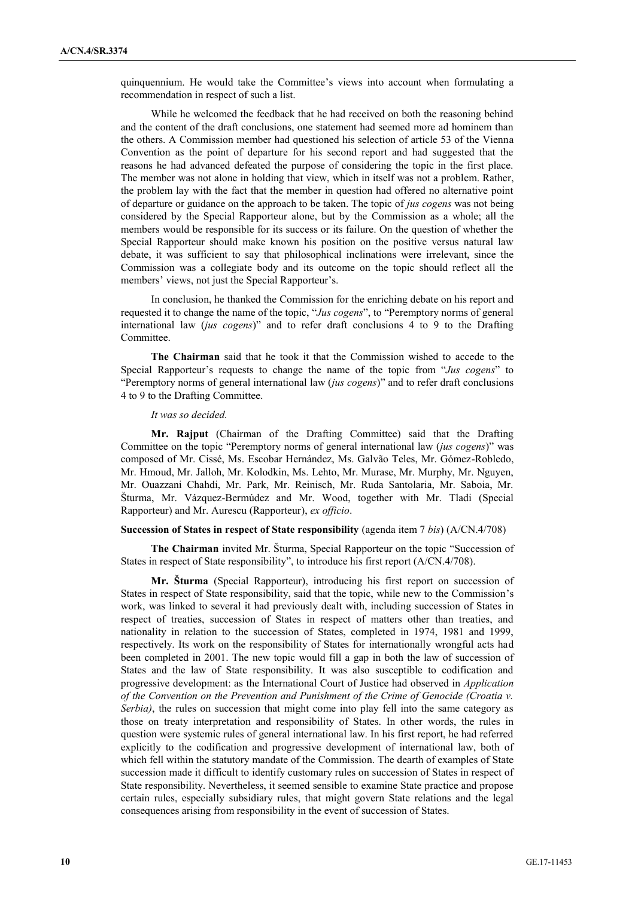quinquennium. He would take the Committee's views into account when formulating a recommendation in respect of such a list.

While he welcomed the feedback that he had received on both the reasoning behind and the content of the draft conclusions, one statement had seemed more ad hominem than the others. A Commission member had questioned his selection of article 53 of the Vienna Convention as the point of departure for his second report and had suggested that the reasons he had advanced defeated the purpose of considering the topic in the first place. The member was not alone in holding that view, which in itself was not a problem. Rather, the problem lay with the fact that the member in question had offered no alternative point of departure or guidance on the approach to be taken. The topic of *jus cogens* was not being considered by the Special Rapporteur alone, but by the Commission as a whole; all the members would be responsible for its success or its failure. On the question of whether the Special Rapporteur should make known his position on the positive versus natural law debate, it was sufficient to say that philosophical inclinations were irrelevant, since the Commission was a collegiate body and its outcome on the topic should reflect all the members' views, not just the Special Rapporteur's.

In conclusion, he thanked the Commission for the enriching debate on his report and requested it to change the name of the topic, "*Jus cogens*", to "Peremptory norms of general international law (*jus cogens*)" and to refer draft conclusions 4 to 9 to the Drafting Committee.

**The Chairman** said that he took it that the Commission wished to accede to the Special Rapporteur's requests to change the name of the topic from "*Jus cogens*" to "Peremptory norms of general international law (*jus cogens*)" and to refer draft conclusions 4 to 9 to the Drafting Committee.

*It was so decided.*

**Mr. Rajput** (Chairman of the Drafting Committee) said that the Drafting Committee on the topic "Peremptory norms of general international law (*jus cogens*)" was composed of Mr. Cissé, Ms. Escobar Hernández, Ms. Galvão Teles, Mr. Gómez-Robledo, Mr. Hmoud, Mr. Jalloh, Mr. Kolodkin, Ms. Lehto, Mr. Murase, Mr. Murphy, Mr. Nguyen, Mr. Ouazzani Chahdi, Mr. Park, Mr. Reinisch, Mr. Ruda Santolaria, Mr. Saboia, Mr. Šturma, Mr. Vázquez-Bermúdez and Mr. Wood, together with Mr. Tladi (Special Rapporteur) and Mr. Aurescu (Rapporteur), *ex officio*.

**Succession of States in respect of State responsibility** (agenda item 7 *bis*) (A/CN.4/708)

**The Chairman** invited Mr. Šturma, Special Rapporteur on the topic "Succession of States in respect of State responsibility", to introduce his first report (A/CN.4/708).

**Mr. Šturma** (Special Rapporteur), introducing his first report on succession of States in respect of State responsibility, said that the topic, while new to the Commission's work, was linked to several it had previously dealt with, including succession of States in respect of treaties, succession of States in respect of matters other than treaties, and nationality in relation to the succession of States, completed in 1974, 1981 and 1999, respectively. Its work on the responsibility of States for internationally wrongful acts had been completed in 2001. The new topic would fill a gap in both the law of succession of States and the law of State responsibility. It was also susceptible to codification and progressive development: as the International Court of Justice had observed in *Application of the Convention on the Prevention and Punishment of the Crime of Genocide (Croatia v. Serbia)*, the rules on succession that might come into play fell into the same category as those on treaty interpretation and responsibility of States. In other words, the rules in question were systemic rules of general international law. In his first report, he had referred explicitly to the codification and progressive development of international law, both of which fell within the statutory mandate of the Commission. The dearth of examples of State succession made it difficult to identify customary rules on succession of States in respect of State responsibility. Nevertheless, it seemed sensible to examine State practice and propose certain rules, especially subsidiary rules, that might govern State relations and the legal consequences arising from responsibility in the event of succession of States.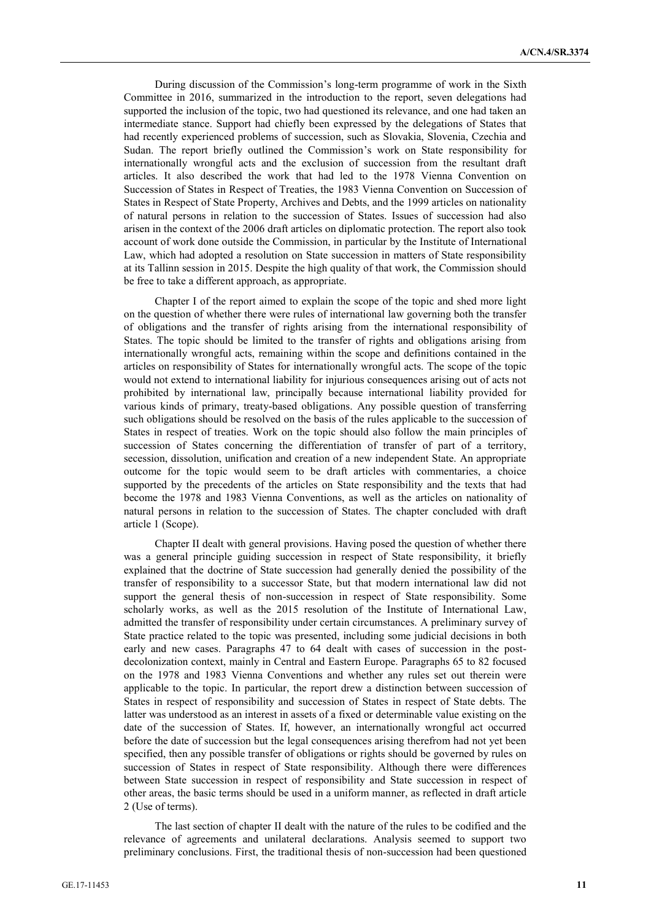During discussion of the Commission's long-term programme of work in the Sixth Committee in 2016, summarized in the introduction to the report, seven delegations had supported the inclusion of the topic, two had questioned its relevance, and one had taken an intermediate stance. Support had chiefly been expressed by the delegations of States that had recently experienced problems of succession, such as Slovakia, Slovenia, Czechia and Sudan. The report briefly outlined the Commission's work on State responsibility for internationally wrongful acts and the exclusion of succession from the resultant draft articles. It also described the work that had led to the 1978 Vienna Convention on Succession of States in Respect of Treaties, the 1983 Vienna Convention on Succession of States in Respect of State Property, Archives and Debts, and the 1999 articles on nationality of natural persons in relation to the succession of States. Issues of succession had also arisen in the context of the 2006 draft articles on diplomatic protection. The report also took account of work done outside the Commission, in particular by the Institute of International Law, which had adopted a resolution on State succession in matters of State responsibility at its Tallinn session in 2015. Despite the high quality of that work, the Commission should be free to take a different approach, as appropriate.

Chapter I of the report aimed to explain the scope of the topic and shed more light on the question of whether there were rules of international law governing both the transfer of obligations and the transfer of rights arising from the international responsibility of States. The topic should be limited to the transfer of rights and obligations arising from internationally wrongful acts, remaining within the scope and definitions contained in the articles on responsibility of States for internationally wrongful acts. The scope of the topic would not extend to international liability for injurious consequences arising out of acts not prohibited by international law, principally because international liability provided for various kinds of primary, treaty-based obligations. Any possible question of transferring such obligations should be resolved on the basis of the rules applicable to the succession of States in respect of treaties. Work on the topic should also follow the main principles of succession of States concerning the differentiation of transfer of part of a territory, secession, dissolution, unification and creation of a new independent State. An appropriate outcome for the topic would seem to be draft articles with commentaries, a choice supported by the precedents of the articles on State responsibility and the texts that had become the 1978 and 1983 Vienna Conventions, as well as the articles on nationality of natural persons in relation to the succession of States. The chapter concluded with draft article 1 (Scope).

Chapter II dealt with general provisions. Having posed the question of whether there was a general principle guiding succession in respect of State responsibility, it briefly explained that the doctrine of State succession had generally denied the possibility of the transfer of responsibility to a successor State, but that modern international law did not support the general thesis of non-succession in respect of State responsibility. Some scholarly works, as well as the 2015 resolution of the Institute of International Law, admitted the transfer of responsibility under certain circumstances. A preliminary survey of State practice related to the topic was presented, including some judicial decisions in both early and new cases. Paragraphs 47 to 64 dealt with cases of succession in the post-decolonization context, mainly in Central and Eastern Europe. Paragraphs 65 to 82 focused on the 1978 and 1983 Vienna Conventions and whether any rules set out therein were applicable to the topic. In particular, the report drew a distinction between succession of States in respect of responsibility and succession of States in respect of State debts. The latter was understood as an interest in assets of a fixed or determinable value existing on the date of the succession of States. If, however, an internationally wrongful act occurred before the date of succession but the legal consequences arising therefrom had not yet been specified, then any possible transfer of obligations or rights should be governed by rules on succession of States in respect of State responsibility. Although there were differences between State succession in respect of responsibility and State succession in respect of other areas, the basic terms should be used in a uniform manner, as reflected in draft article 2 (Use of terms).

The last section of chapter II dealt with the nature of the rules to be codified and the relevance of agreements and unilateral declarations. Analysis seemed to support two preliminary conclusions. First, the traditional thesis of non-succession had been questioned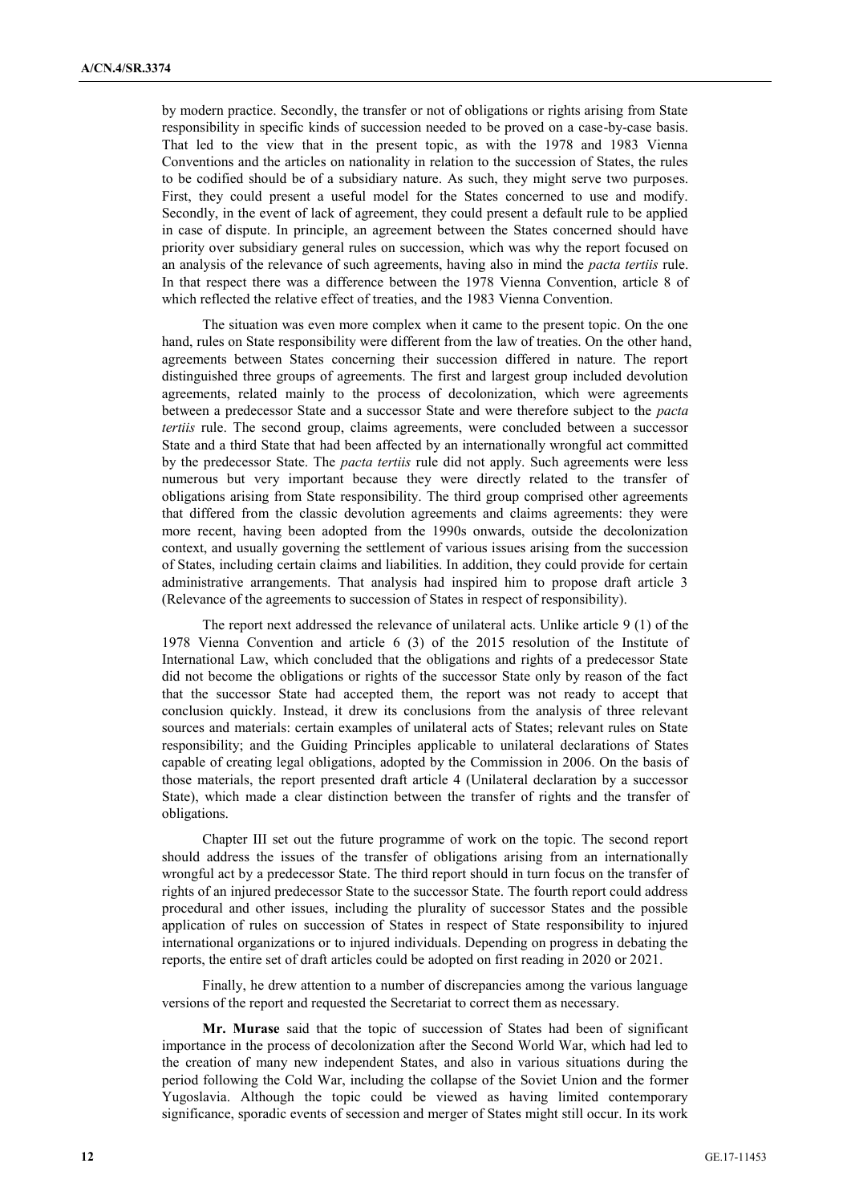by modern practice. Secondly, the transfer or not of obligations or rights arising from State responsibility in specific kinds of succession needed to be proved on a case-by-case basis. That led to the view that in the present topic, as with the 1978 and 1983 Vienna Conventions and the articles on nationality in relation to the succession of States, the rules to be codified should be of a subsidiary nature. As such, they might serve two purposes. First, they could present a useful model for the States concerned to use and modify. Secondly, in the event of lack of agreement, they could present a default rule to be applied in case of dispute. In principle, an agreement between the States concerned should have priority over subsidiary general rules on succession, which was why the report focused on an analysis of the relevance of such agreements, having also in mind the *pacta tertiis* rule. In that respect there was a difference between the 1978 Vienna Convention, article 8 of which reflected the relative effect of treaties, and the 1983 Vienna Convention.

The situation was even more complex when it came to the present topic. On the one hand, rules on State responsibility were different from the law of treaties. On the other hand, agreements between States concerning their succession differed in nature. The report distinguished three groups of agreements. The first and largest group included devolution agreements, related mainly to the process of decolonization, which were agreements between a predecessor State and a successor State and were therefore subject to the *pacta tertiis* rule. The second group, claims agreements, were concluded between a successor State and a third State that had been affected by an internationally wrongful act committed by the predecessor State. The *pacta tertiis* rule did not apply. Such agreements were less numerous but very important because they were directly related to the transfer of obligations arising from State responsibility. The third group comprised other agreements that differed from the classic devolution agreements and claims agreements: they were more recent, having been adopted from the 1990s onwards, outside the decolonization context, and usually governing the settlement of various issues arising from the succession of States, including certain claims and liabilities. In addition, they could provide for certain administrative arrangements. That analysis had inspired him to propose draft article 3 (Relevance of the agreements to succession of States in respect of responsibility).

The report next addressed the relevance of unilateral acts. Unlike article 9 (1) of the 1978 Vienna Convention and article 6 (3) of the 2015 resolution of the Institute of International Law, which concluded that the obligations and rights of a predecessor State did not become the obligations or rights of the successor State only by reason of the fact that the successor State had accepted them, the report was not ready to accept that conclusion quickly. Instead, it drew its conclusions from the analysis of three relevant sources and materials: certain examples of unilateral acts of States; relevant rules on State responsibility; and the Guiding Principles applicable to unilateral declarations of States capable of creating legal obligations, adopted by the Commission in 2006. On the basis of those materials, the report presented draft article 4 (Unilateral declaration by a successor State), which made a clear distinction between the transfer of rights and the transfer of obligations.

Chapter III set out the future programme of work on the topic. The second report should address the issues of the transfer of obligations arising from an internationally wrongful act by a predecessor State. The third report should in turn focus on the transfer of rights of an injured predecessor State to the successor State. The fourth report could address procedural and other issues, including the plurality of successor States and the possible application of rules on succession of States in respect of State responsibility to injured international organizations or to injured individuals. Depending on progress in debating the reports, the entire set of draft articles could be adopted on first reading in 2020 or 2021.

Finally, he drew attention to a number of discrepancies among the various language versions of the report and requested the Secretariat to correct them as necessary.

**Mr. Murase** said that the topic of succession of States had been of significant importance in the process of decolonization after the Second World War, which had led to the creation of many new independent States, and also in various situations during the period following the Cold War, including the collapse of the Soviet Union and the former Yugoslavia. Although the topic could be viewed as having limited contemporary significance, sporadic events of secession and merger of States might still occur. In its work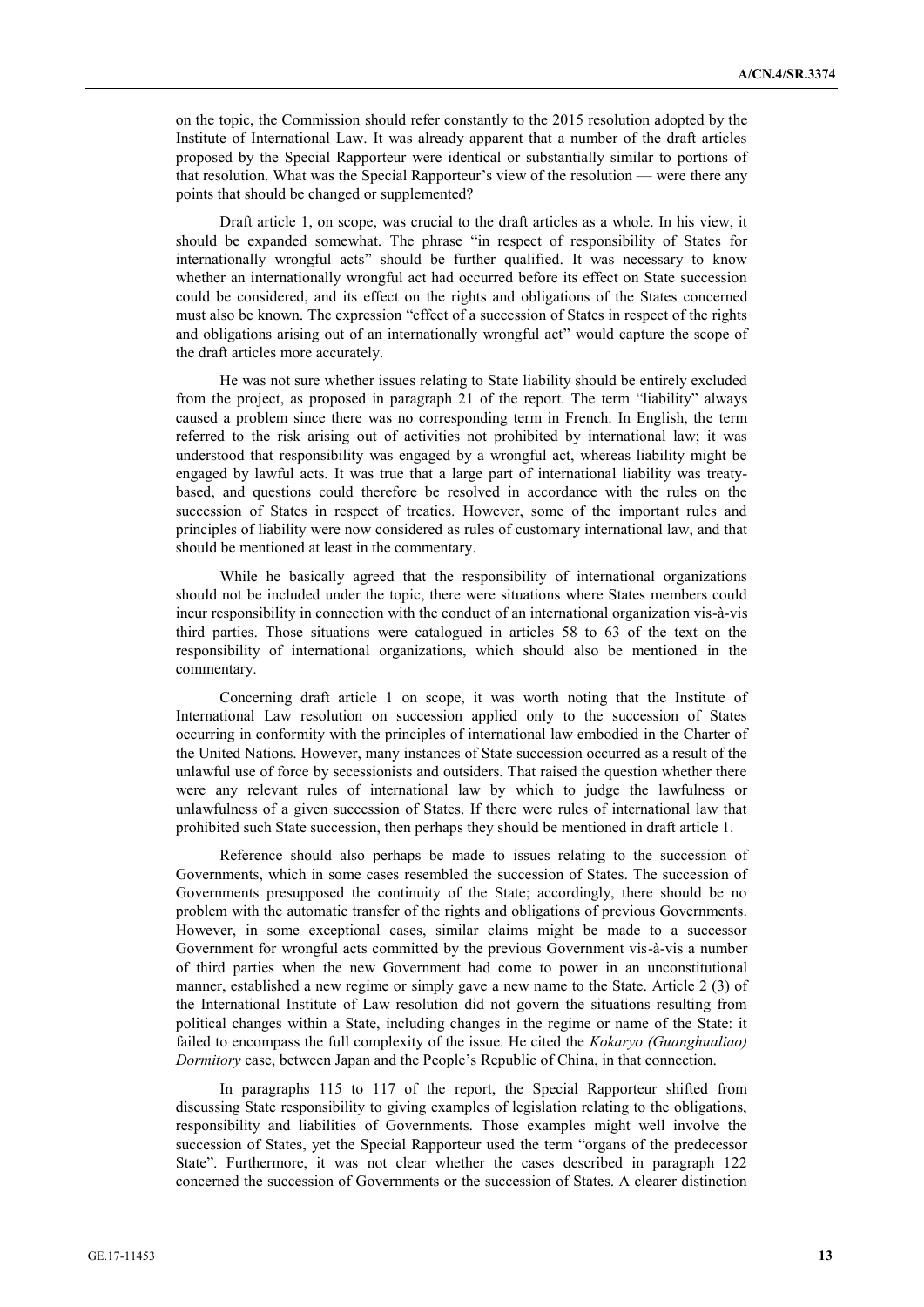on the topic, the Commission should refer constantly to the 2015 resolution adopted by the Institute of International Law. It was already apparent that a number of the draft articles proposed by the Special Rapporteur were identical or substantially similar to portions of that resolution. What was the Special Rapporteur's view of the resolution — were there any points that should be changed or supplemented?

Draft article 1, on scope, was crucial to the draft articles as a whole. In his view, it should be expanded somewhat. The phrase "in respect of responsibility of States for internationally wrongful acts" should be further qualified. It was necessary to know whether an internationally wrongful act had occurred before its effect on State succession could be considered, and its effect on the rights and obligations of the States concerned must also be known. The expression "effect of a succession of States in respect of the rights and obligations arising out of an internationally wrongful act" would capture the scope of the draft articles more accurately.

He was not sure whether issues relating to State liability should be entirely excluded from the project, as proposed in paragraph 21 of the report. The term "liability" always caused a problem since there was no corresponding term in French. In English, the term referred to the risk arising out of activities not prohibited by international law; it was understood that responsibility was engaged by a wrongful act, whereas liability might be engaged by lawful acts. It was true that a large part of international liability was treaty-based, and questions could therefore be resolved in accordance with the rules on the succession of States in respect of treaties. However, some of the important rules and principles of liability were now considered as rules of customary international law, and that should be mentioned at least in the commentary.

While he basically agreed that the responsibility of international organizations should not be included under the topic, there were situations where States members could incur responsibility in connection with the conduct of an international organization vis-à-vis third parties. Those situations were catalogued in articles 58 to 63 of the text on the responsibility of international organizations, which should also be mentioned in the commentary.

Concerning draft article 1 on scope, it was worth noting that the Institute of International Law resolution on succession applied only to the succession of States occurring in conformity with the principles of international law embodied in the Charter of the United Nations. However, many instances of State succession occurred as a result of the unlawful use of force by secessionists and outsiders. That raised the question whether there were any relevant rules of international law by which to judge the lawfulness or unlawfulness of a given succession of States. If there were rules of international law that prohibited such State succession, then perhaps they should be mentioned in draft article 1.

Reference should also perhaps be made to issues relating to the succession of Governments, which in some cases resembled the succession of States. The succession of Governments presupposed the continuity of the State; accordingly, there should be no problem with the automatic transfer of the rights and obligations of previous Governments. However, in some exceptional cases, similar claims might be made to a successor Government for wrongful acts committed by the previous Government vis-à-vis a number of third parties when the new Government had come to power in an unconstitutional manner, established a new regime or simply gave a new name to the State. Article 2 (3) of the International Institute of Law resolution did not govern the situations resulting from political changes within a State, including changes in the regime or name of the State: it failed to encompass the full complexity of the issue. He cited the *Kokaryo (Guanghualiao) Dormitory* case, between Japan and the People's Republic of China, in that connection.

In paragraphs 115 to 117 of the report, the Special Rapporteur shifted from discussing State responsibility to giving examples of legislation relating to the obligations, responsibility and liabilities of Governments. Those examples might well involve the succession of States, yet the Special Rapporteur used the term "organs of the predecessor State". Furthermore, it was not clear whether the cases described in paragraph 122 concerned the succession of Governments or the succession of States. A clearer distinction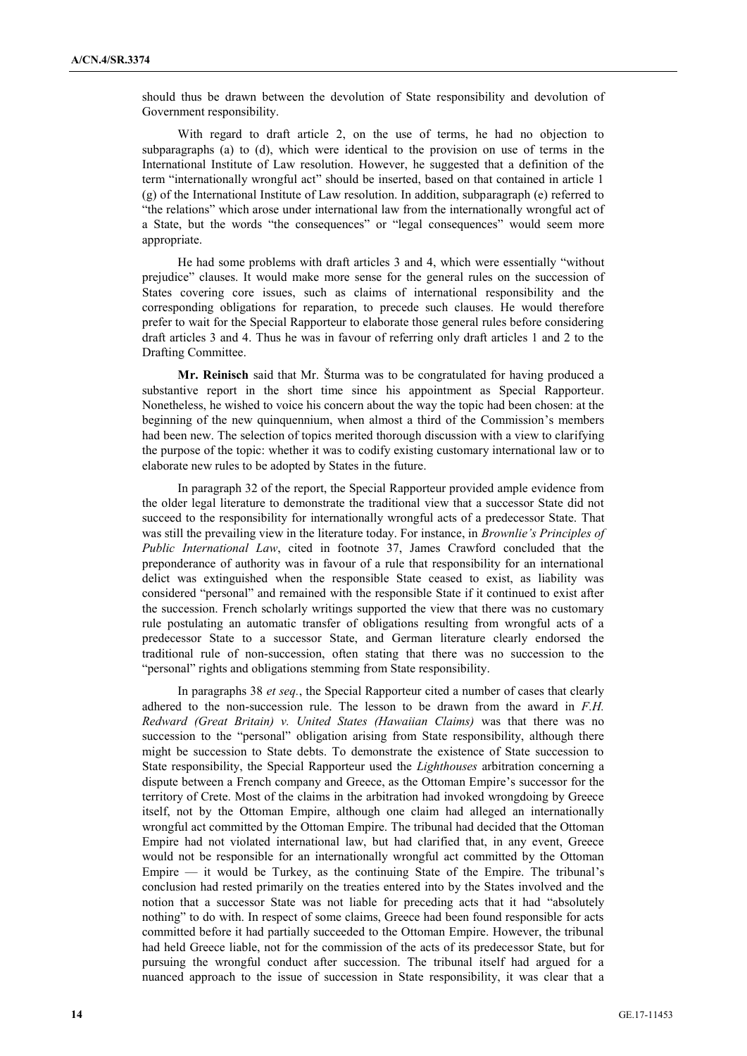should thus be drawn between the devolution of State responsibility and devolution of Government responsibility.

With regard to draft article 2, on the use of terms, he had no objection to subparagraphs (a) to (d), which were identical to the provision on use of terms in the International Institute of Law resolution. However, he suggested that a definition of the term "internationally wrongful act" should be inserted, based on that contained in article 1 (g) of the International Institute of Law resolution. In addition, subparagraph (e) referred to "the relations" which arose under international law from the internationally wrongful act of a State, but the words "the consequences" or "legal consequences" would seem more appropriate.

He had some problems with draft articles 3 and 4, which were essentially "without prejudice" clauses. It would make more sense for the general rules on the succession of States covering core issues, such as claims of international responsibility and the corresponding obligations for reparation, to precede such clauses. He would therefore prefer to wait for the Special Rapporteur to elaborate those general rules before considering draft articles 3 and 4. Thus he was in favour of referring only draft articles 1 and 2 to the Drafting Committee.

**Mr. Reinisch** said that Mr. Šturma was to be congratulated for having produced a substantive report in the short time since his appointment as Special Rapporteur. Nonetheless, he wished to voice his concern about the way the topic had been chosen: at the beginning of the new quinquennium, when almost a third of the Commission's members had been new. The selection of topics merited thorough discussion with a view to clarifying the purpose of the topic: whether it was to codify existing customary international law or to elaborate new rules to be adopted by States in the future.

In paragraph 32 of the report, the Special Rapporteur provided ample evidence from the older legal literature to demonstrate the traditional view that a successor State did not succeed to the responsibility for internationally wrongful acts of a predecessor State. That was still the prevailing view in the literature today. For instance, in *Brownlie's Principles of Public International Law*, cited in footnote 37, James Crawford concluded that the preponderance of authority was in favour of a rule that responsibility for an international delict was extinguished when the responsible State ceased to exist, as liability was considered "personal" and remained with the responsible State if it continued to exist after the succession. French scholarly writings supported the view that there was no customary rule postulating an automatic transfer of obligations resulting from wrongful acts of a predecessor State to a successor State, and German literature clearly endorsed the traditional rule of non-succession, often stating that there was no succession to the "personal" rights and obligations stemming from State responsibility.

In paragraphs 38 *et seq.*, the Special Rapporteur cited a number of cases that clearly adhered to the non-succession rule. The lesson to be drawn from the award in *F.H. Redward (Great Britain) v. United States (Hawaiian Claims)* was that there was no succession to the "personal" obligation arising from State responsibility, although there might be succession to State debts. To demonstrate the existence of State succession to State responsibility, the Special Rapporteur used the *Lighthouses* arbitration concerning a dispute between a French company and Greece, as the Ottoman Empire's successor for the territory of Crete. Most of the claims in the arbitration had invoked wrongdoing by Greece itself, not by the Ottoman Empire, although one claim had alleged an internationally wrongful act committed by the Ottoman Empire. The tribunal had decided that the Ottoman Empire had not violated international law, but had clarified that, in any event, Greece would not be responsible for an internationally wrongful act committed by the Ottoman Empire — it would be Turkey, as the continuing State of the Empire. The tribunal's conclusion had rested primarily on the treaties entered into by the States involved and the notion that a successor State was not liable for preceding acts that it had "absolutely nothing" to do with. In respect of some claims, Greece had been found responsible for acts committed before it had partially succeeded to the Ottoman Empire. However, the tribunal had held Greece liable, not for the commission of the acts of its predecessor State, but for pursuing the wrongful conduct after succession. The tribunal itself had argued for a nuanced approach to the issue of succession in State responsibility, it was clear that a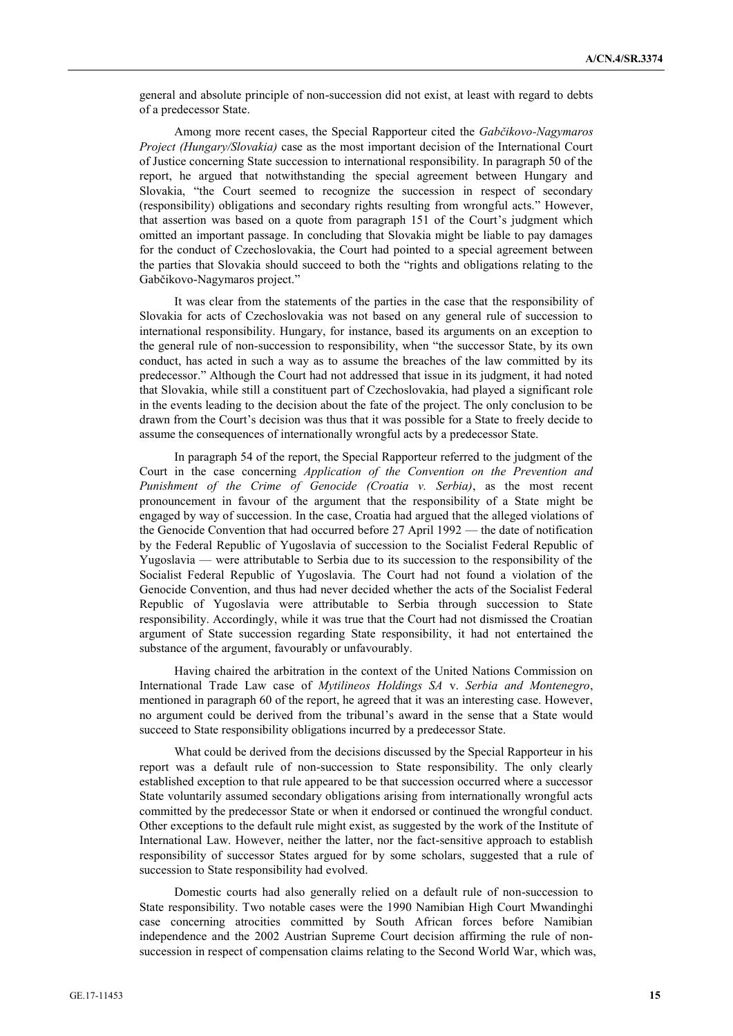general and absolute principle of non-succession did not exist, at least with regard to debts of a predecessor State.

Among more recent cases, the Special Rapporteur cited the *Gabčikovo-Nagymaros Project (Hungary/Slovakia)* case as the most important decision of the International Court of Justice concerning State succession to international responsibility. In paragraph 50 of the report, he argued that notwithstanding the special agreement between Hungary and Slovakia, "the Court seemed to recognize the succession in respect of secondary (responsibility) obligations and secondary rights resulting from wrongful acts." However, that assertion was based on a quote from paragraph 151 of the Court's judgment which omitted an important passage. In concluding that Slovakia might be liable to pay damages for the conduct of Czechoslovakia, the Court had pointed to a special agreement between the parties that Slovakia should succeed to both the "rights and obligations relating to the Gabčikovo-Nagymaros project."

It was clear from the statements of the parties in the case that the responsibility of Slovakia for acts of Czechoslovakia was not based on any general rule of succession to international responsibility. Hungary, for instance, based its arguments on an exception to the general rule of non-succession to responsibility, when "the successor State, by its own conduct, has acted in such a way as to assume the breaches of the law committed by its predecessor." Although the Court had not addressed that issue in its judgment, it had noted that Slovakia, while still a constituent part of Czechoslovakia, had played a significant role in the events leading to the decision about the fate of the project. The only conclusion to be drawn from the Court's decision was thus that it was possible for a State to freely decide to assume the consequences of internationally wrongful acts by a predecessor State.

In paragraph 54 of the report, the Special Rapporteur referred to the judgment of the Court in the case concerning *Application of the Convention on the Prevention and Punishment of the Crime of Genocide (Croatia v. Serbia)*, as the most recent pronouncement in favour of the argument that the responsibility of a State might be engaged by way of succession. In the case, Croatia had argued that the alleged violations of the Genocide Convention that had occurred before 27 April 1992 — the date of notification by the Federal Republic of Yugoslavia of succession to the Socialist Federal Republic of Yugoslavia — were attributable to Serbia due to its succession to the responsibility of the Socialist Federal Republic of Yugoslavia. The Court had not found a violation of the Genocide Convention, and thus had never decided whether the acts of the Socialist Federal Republic of Yugoslavia were attributable to Serbia through succession to State responsibility. Accordingly, while it was true that the Court had not dismissed the Croatian argument of State succession regarding State responsibility, it had not entertained the substance of the argument, favourably or unfavourably.

Having chaired the arbitration in the context of the United Nations Commission on International Trade Law case of *Mytilineos Holdings SA* v. *Serbia and Montenegro*, mentioned in paragraph 60 of the report, he agreed that it was an interesting case. However, no argument could be derived from the tribunal's award in the sense that a State would succeed to State responsibility obligations incurred by a predecessor State.

What could be derived from the decisions discussed by the Special Rapporteur in his report was a default rule of non-succession to State responsibility. The only clearly established exception to that rule appeared to be that succession occurred where a successor State voluntarily assumed secondary obligations arising from internationally wrongful acts committed by the predecessor State or when it endorsed or continued the wrongful conduct. Other exceptions to the default rule might exist, as suggested by the work of the Institute of International Law. However, neither the latter, nor the fact-sensitive approach to establish responsibility of successor States argued for by some scholars, suggested that a rule of succession to State responsibility had evolved.

Domestic courts had also generally relied on a default rule of non-succession to State responsibility. Two notable cases were the 1990 Namibian High Court Mwandinghi case concerning atrocities committed by South African forces before Namibian independence and the 2002 Austrian Supreme Court decision affirming the rule of non-succession in respect of compensation claims relating to the Second World War, which was,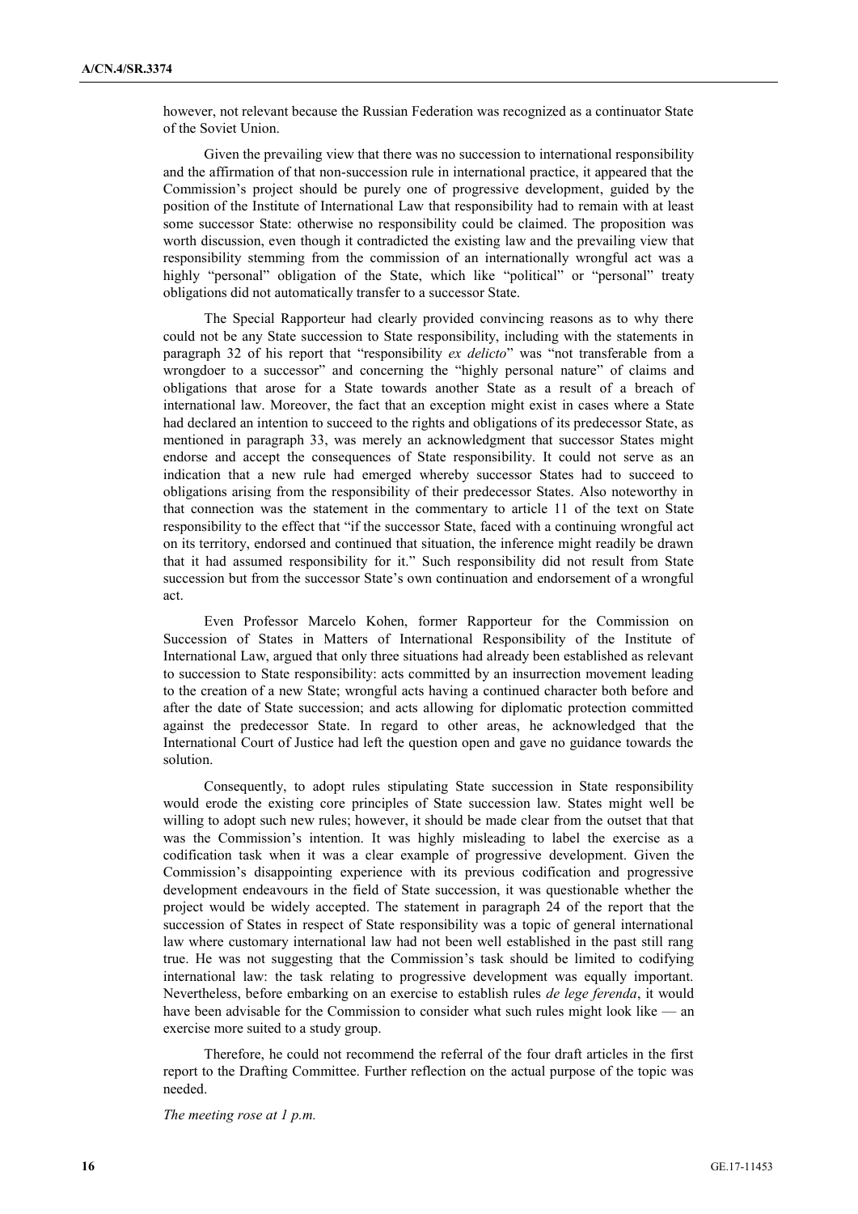however, not relevant because the Russian Federation was recognized as a continuator State of the Soviet Union.

Given the prevailing view that there was no succession to international responsibility and the affirmation of that non-succession rule in international practice, it appeared that the Commission's project should be purely one of progressive development, guided by the position of the Institute of International Law that responsibility had to remain with at least some successor State: otherwise no responsibility could be claimed. The proposition was worth discussion, even though it contradicted the existing law and the prevailing view that responsibility stemming from the commission of an internationally wrongful act was a highly "personal" obligation of the State, which like "political" or "personal" treaty obligations did not automatically transfer to a successor State.

The Special Rapporteur had clearly provided convincing reasons as to why there could not be any State succession to State responsibility, including with the statements in paragraph 32 of his report that "responsibility *ex delicto*" was "not transferable from a wrongdoer to a successor" and concerning the "highly personal nature" of claims and obligations that arose for a State towards another State as a result of a breach of international law. Moreover, the fact that an exception might exist in cases where a State had declared an intention to succeed to the rights and obligations of its predecessor State, as mentioned in paragraph 33, was merely an acknowledgment that successor States might endorse and accept the consequences of State responsibility. It could not serve as an indication that a new rule had emerged whereby successor States had to succeed to obligations arising from the responsibility of their predecessor States. Also noteworthy in that connection was the statement in the commentary to article 11 of the text on State responsibility to the effect that "if the successor State, faced with a continuing wrongful act on its territory, endorsed and continued that situation, the inference might readily be drawn that it had assumed responsibility for it." Such responsibility did not result from State succession but from the successor State's own continuation and endorsement of a wrongful act.

Even Professor Marcelo Kohen, former Rapporteur for the Commission on Succession of States in Matters of International Responsibility of the Institute of International Law, argued that only three situations had already been established as relevant to succession to State responsibility: acts committed by an insurrection movement leading to the creation of a new State; wrongful acts having a continued character both before and after the date of State succession; and acts allowing for diplomatic protection committed against the predecessor State. In regard to other areas, he acknowledged that the International Court of Justice had left the question open and gave no guidance towards the solution.

Consequently, to adopt rules stipulating State succession in State responsibility would erode the existing core principles of State succession law. States might well be willing to adopt such new rules; however, it should be made clear from the outset that that was the Commission's intention. It was highly misleading to label the exercise as a codification task when it was a clear example of progressive development. Given the Commission's disappointing experience with its previous codification and progressive development endeavours in the field of State succession, it was questionable whether the project would be widely accepted. The statement in paragraph 24 of the report that the succession of States in respect of State responsibility was a topic of general international law where customary international law had not been well established in the past still rang true. He was not suggesting that the Commission's task should be limited to codifying international law: the task relating to progressive development was equally important. Nevertheless, before embarking on an exercise to establish rules *de lege ferenda*, it would have been advisable for the Commission to consider what such rules might look like — an exercise more suited to a study group.

Therefore, he could not recommend the referral of the four draft articles in the first report to the Drafting Committee. Further reflection on the actual purpose of the topic was needed.

*The meeting rose at 1 p.m.*